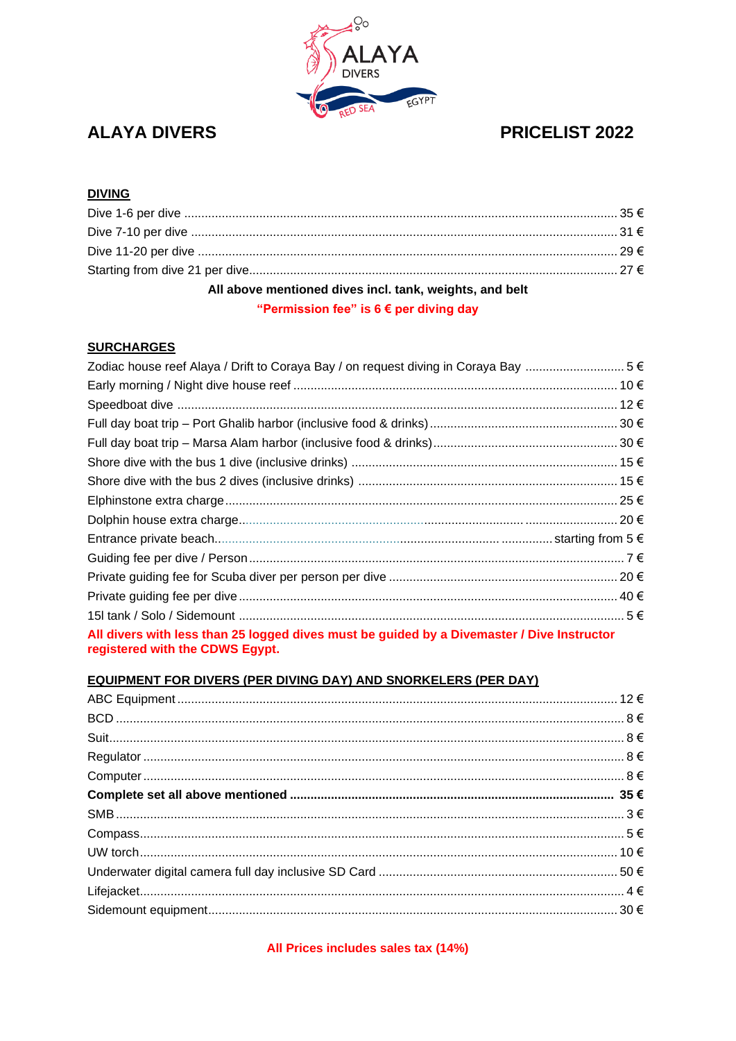# ALAYA DIVERS

# PRICELIST 2022

## DIVING

| Item | Price |
|---|---|
| Dive 1-6 per dive | 35 € |
| Dive 7-10 per dive | 31 € |
| Dive 11-20 per dive | 29 € |
| Starting from dive 21 per dive | 27 € |

**All above mentioned dives incl. tank, weights, and belt**

**"Permission fee" is 6 € per diving day**

## SURCHARGES

| Item | Price |
|---|---|
| Zodiac house reef Alaya / Drift to Coraya Bay / on request diving in Coraya Bay | 5 € |
| Early morning / Night dive house reef | 10 € |
| Speedboat dive | 12 € |
| Full day boat trip – Port Ghalib harbor (inclusive food & drinks) | 30 € |
| Full day boat trip – Marsa Alam harbor (inclusive food & drinks) | 30 € |
| Shore dive with the bus 1 dive (inclusive drinks) | 15 € |
| Shore dive with the bus 2 dives (inclusive drinks) | 15 € |
| Elphinstone extra charge | 25 € |
| Dolphin house extra charge | 20 € |
| Entrance private beach | starting from 5 € |
| Guiding fee per dive / Person | 7 € |
| Private guiding fee for Scuba diver per person per dive | 20 € |
| Private guiding fee per dive | 40 € |
| 15l tank / Solo / Sidemount | 5 € |

**All divers with less than 25 logged dives must be guided by a Divemaster / Dive Instructor registered with the CDWS Egypt.**

## EQUIPMENT FOR DIVERS (PER DIVING DAY) AND SNORKELERS (PER DAY)

| Item | Price |
|---|---|
| ABC Equipment | 12 € |
| BCD | 8 € |
| Suit | 8 € |
| Regulator | 8 € |
| Computer | 8 € |
| **Complete set all above mentioned** | **35 €** |
| SMB | 3 € |
| Compass | 5 € |
| UW torch | 10 € |
| Underwater digital camera full day inclusive SD Card | 50 € |
| Lifejacket | 4 € |
| Sidemount equipment | 30 € |

**All Prices includes sales tax (14%)**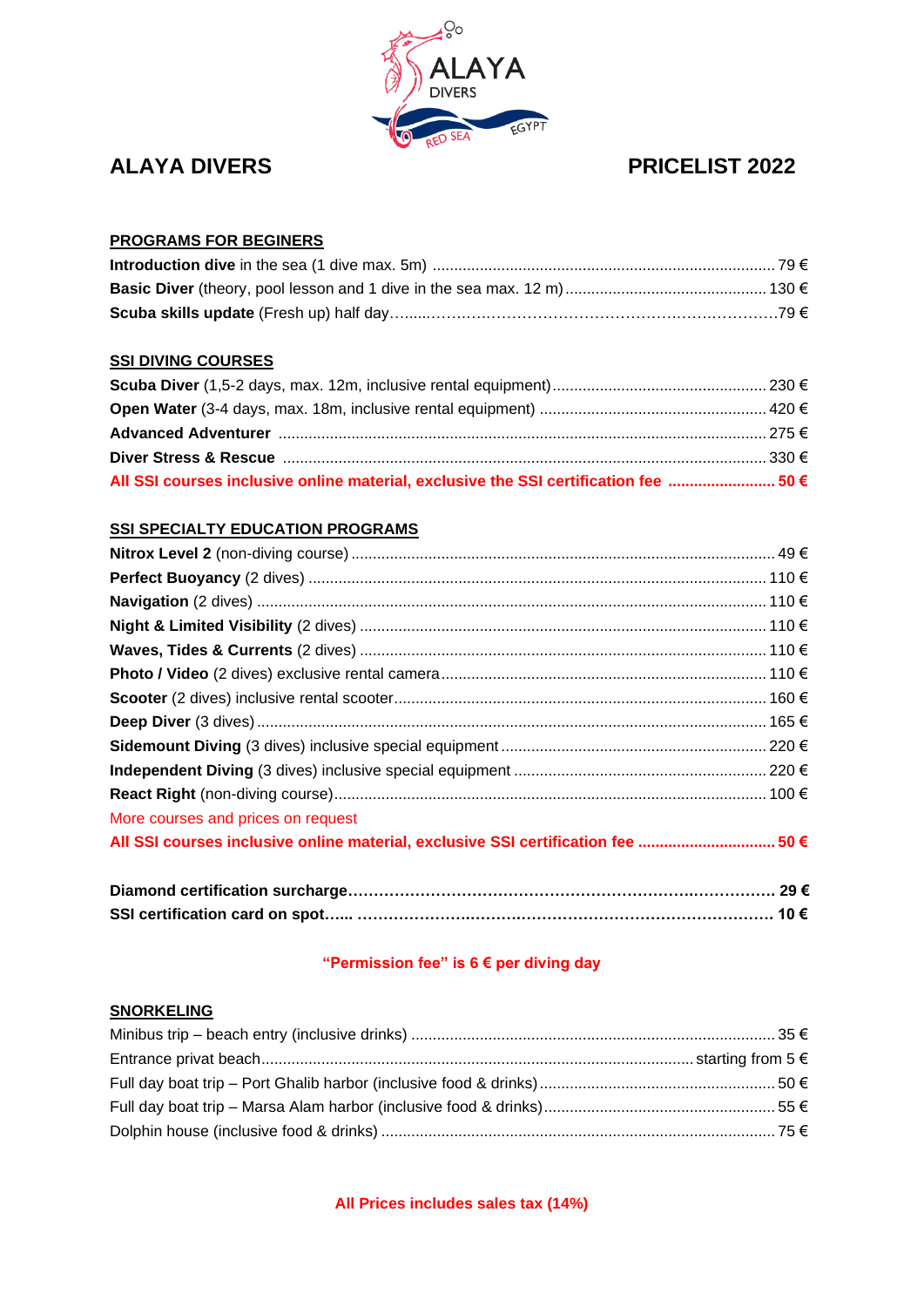# ALAYA DIVERS

# PRICELIST 2022

## PROGRAMS FOR BEGINERS

| | |
|---|---|
| **Introduction dive** in the sea (1 dive max. 5m) | 79 € |
| **Basic Diver** (theory, pool lesson and 1 dive in the sea max. 12 m) | 130 € |
| **Scuba skills update** (Fresh up) half day | 79 € |

## SSI DIVING COURSES

| | |
|---|---|
| **Scuba Diver** (1,5-2 days, max. 12m, inclusive rental equipment) | 230 € |
| **Open Water** (3-4 days, max. 18m, inclusive rental equipment) | 420 € |
| **Advanced Adventurer** | 275 € |
| **Diver Stress & Rescue** | 330 € |
| **All SSI courses inclusive online material, exclusive the SSI certification fee** | **50 €** |

## SSI SPECIALTY EDUCATION PROGRAMS

| | |
|---|---|
| **Nitrox Level 2** (non-diving course) | 49 € |
| **Perfect Buoyancy** (2 dives) | 110 € |
| **Navigation** (2 dives) | 110 € |
| **Night & Limited Visibility** (2 dives) | 110 € |
| **Waves, Tides & Currents** (2 dives) | 110 € |
| **Photo / Video** (2 dives) exclusive rental camera | 110 € |
| **Scooter** (2 dives) inclusive rental scooter | 160 € |
| **Deep Diver** (3 dives) | 165 € |
| **Sidemount Diving** (3 dives) inclusive special equipment | 220 € |
| **Independent Diving** (3 dives) inclusive special equipment | 220 € |
| **React Right** (non-diving course) | 100 € |

More courses and prices on request

| | |
|---|---|
| **All SSI courses inclusive online material, exclusive SSI certification fee** | **50 €** |
| **Diamond certification surcharge** | **29 €** |
| **SSI certification card on spot** | **10 €** |

**"Permission fee" is 6 € per diving day**

## SNORKELING

| | |
|---|---|
| Minibus trip – beach entry (inclusive drinks) | 35 € |
| Entrance privat beach | starting from 5 € |
| Full day boat trip – Port Ghalib harbor (inclusive food & drinks) | 50 € |
| Full day boat trip – Marsa Alam harbor (inclusive food & drinks) | 55 € |
| Dolphin house (inclusive food & drinks) | 75 € |

**All Prices includes sales tax (14%)**